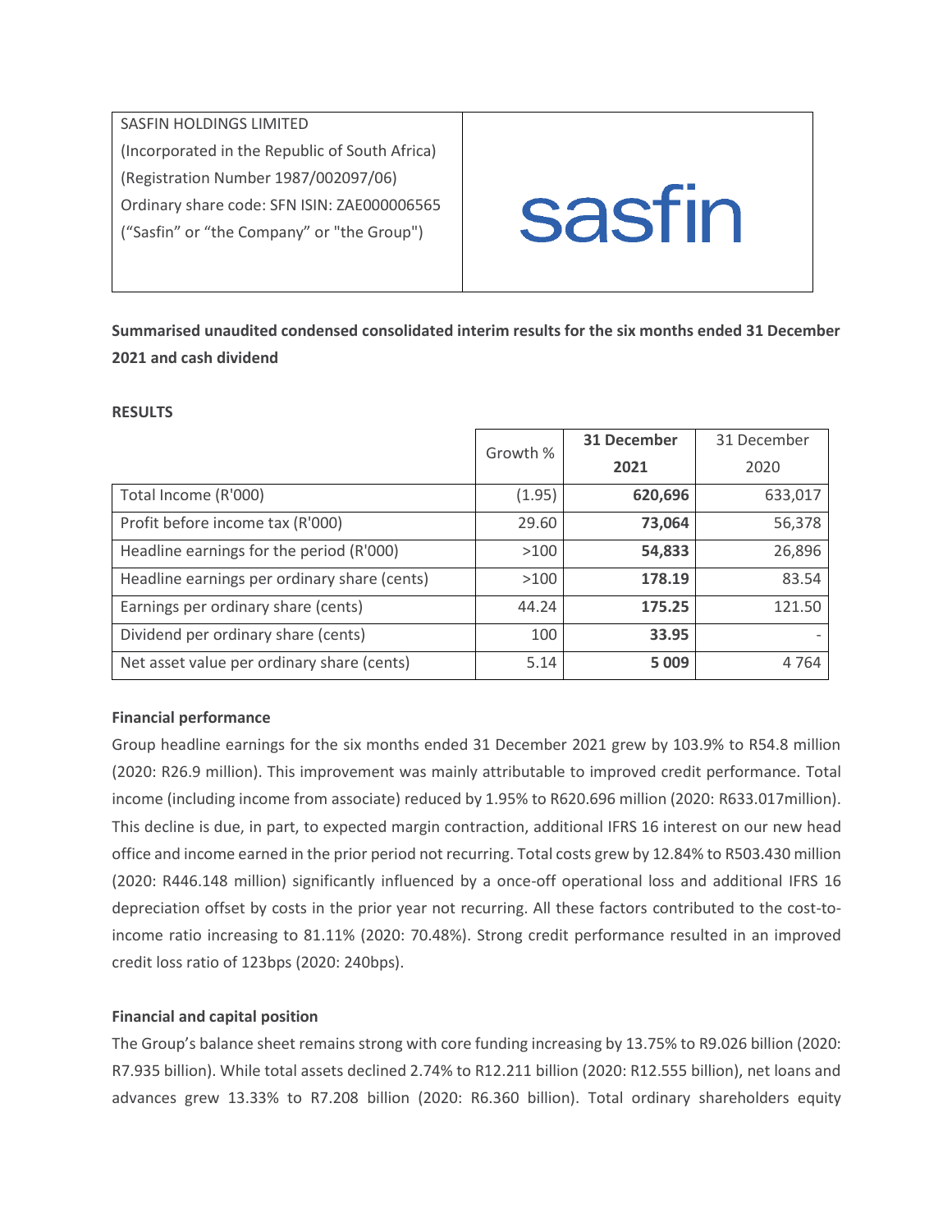SASFIN HOLDINGS LIMITED
(Incorporated in the Republic of South Africa)
(Registration Number 1987/002097/06)
Ordinary share code: SFN ISIN: ZAE000006565
("Sasfin" or "the Company" or "the Group")

sasfin

**Summarised unaudited condensed consolidated interim results for the six months ended 31 December 2021 and cash dividend**

**RESULTS**

| | Growth % | **31 December 2021** | 31 December 2020 |
|---|---|---|---|
| Total Income (R'000) | (1.95) | **620,696** | 633,017 |
| Profit before income tax (R'000) | 29.60 | **73,064** | 56,378 |
| Headline earnings for the period (R'000) | >100 | **54,833** | 26,896 |
| Headline earnings per ordinary share (cents) | >100 | **178.19** | 83.54 |
| Earnings per ordinary share (cents) | 44.24 | **175.25** | 121.50 |
| Dividend per ordinary share (cents) | 100 | **33.95** | - |
| Net asset value per ordinary share (cents) | 5.14 | **5 009** | 4 764 |

**Financial performance**

Group headline earnings for the six months ended 31 December 2021 grew by 103.9% to R54.8 million (2020: R26.9 million). This improvement was mainly attributable to improved credit performance. Total income (including income from associate) reduced by 1.95% to R620.696 million (2020: R633.017million). This decline is due, in part, to expected margin contraction, additional IFRS 16 interest on our new head office and income earned in the prior period not recurring. Total costs grew by 12.84% to R503.430 million (2020: R446.148 million) significantly influenced by a once-off operational loss and additional IFRS 16 depreciation offset by costs in the prior year not recurring. All these factors contributed to the cost-to-income ratio increasing to 81.11% (2020: 70.48%). Strong credit performance resulted in an improved credit loss ratio of 123bps (2020: 240bps).

**Financial and capital position**

The Group's balance sheet remains strong with core funding increasing by 13.75% to R9.026 billion (2020: R7.935 billion). While total assets declined 2.74% to R12.211 billion (2020: R12.555 billion), net loans and advances grew 13.33% to R7.208 billion (2020: R6.360 billion). Total ordinary shareholders equity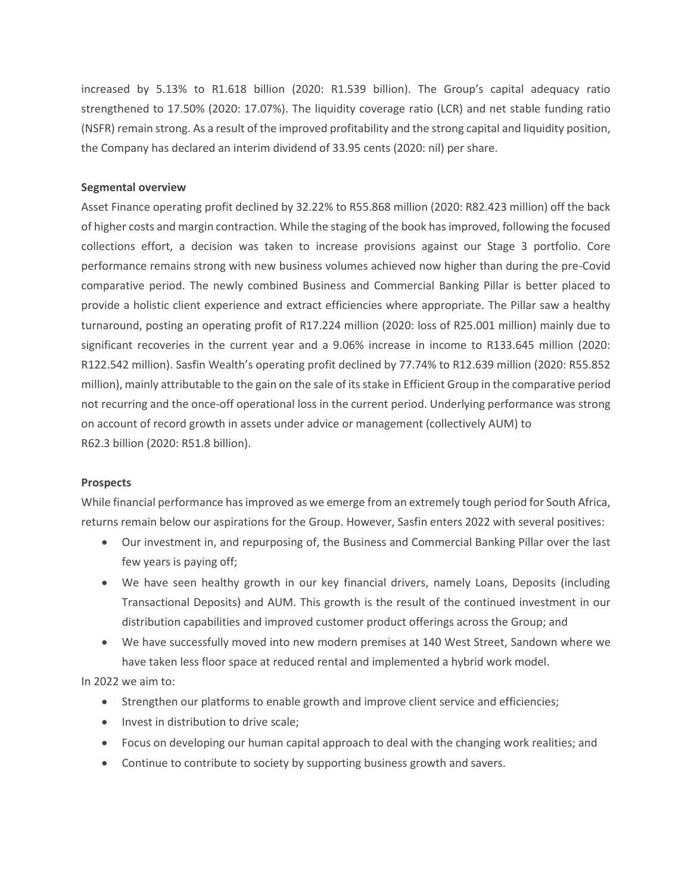increased by 5.13% to R1.618 billion (2020: R1.539 billion). The Group's capital adequacy ratio strengthened to 17.50% (2020: 17.07%). The liquidity coverage ratio (LCR) and net stable funding ratio (NSFR) remain strong. As a result of the improved profitability and the strong capital and liquidity position, the Company has declared an interim dividend of 33.95 cents (2020: nil) per share.

**Segmental overview**

Asset Finance operating profit declined by 32.22% to R55.868 million (2020: R82.423 million) off the back of higher costs and margin contraction. While the staging of the book has improved, following the focused collections effort, a decision was taken to increase provisions against our Stage 3 portfolio. Core performance remains strong with new business volumes achieved now higher than during the pre-Covid comparative period. The newly combined Business and Commercial Banking Pillar is better placed to provide a holistic client experience and extract efficiencies where appropriate. The Pillar saw a healthy turnaround, posting an operating profit of R17.224 million (2020: loss of R25.001 million) mainly due to significant recoveries in the current year and a 9.06% increase in income to R133.645 million (2020: R122.542 million). Sasfin Wealth's operating profit declined by 77.74% to R12.639 million (2020: R55.852 million), mainly attributable to the gain on the sale of its stake in Efficient Group in the comparative period not recurring and the once-off operational loss in the current period. Underlying performance was strong on account of record growth in assets under advice or management (collectively AUM) to R62.3 billion (2020: R51.8 billion).

**Prospects**

While financial performance has improved as we emerge from an extremely tough period for South Africa, returns remain below our aspirations for the Group. However, Sasfin enters 2022 with several positives:

- Our investment in, and repurposing of, the Business and Commercial Banking Pillar over the last few years is paying off;
- We have seen healthy growth in our key financial drivers, namely Loans, Deposits (including Transactional Deposits) and AUM. This growth is the result of the continued investment in our distribution capabilities and improved customer product offerings across the Group; and
- We have successfully moved into new modern premises at 140 West Street, Sandown where we have taken less floor space at reduced rental and implemented a hybrid work model.

In 2022 we aim to:

- Strengthen our platforms to enable growth and improve client service and efficiencies;
- Invest in distribution to drive scale;
- Focus on developing our human capital approach to deal with the changing work realities; and
- Continue to contribute to society by supporting business growth and savers.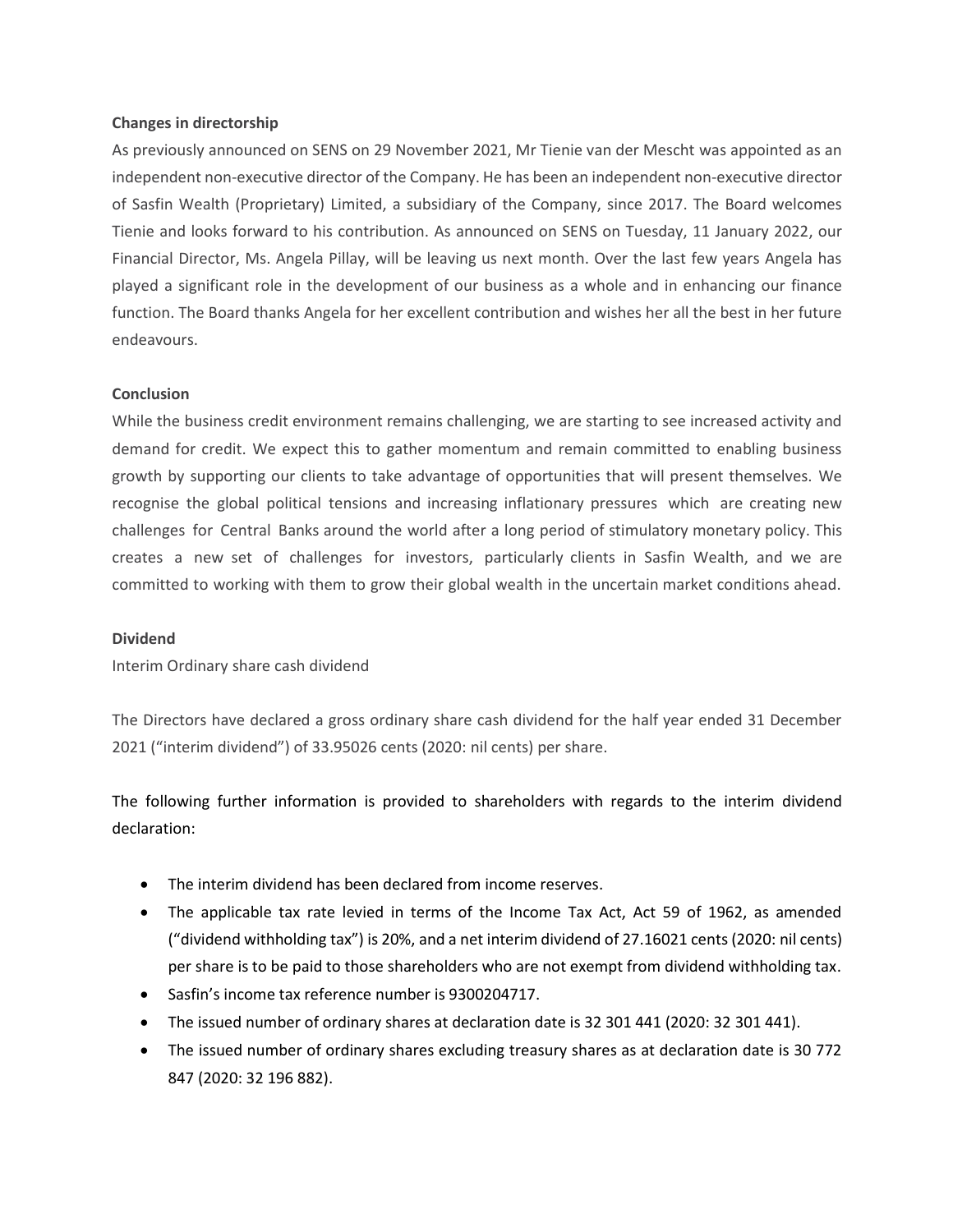**Changes in directorship**

As previously announced on SENS on 29 November 2021, Mr Tienie van der Mescht was appointed as an independent non-executive director of the Company. He has been an independent non-executive director of Sasfin Wealth (Proprietary) Limited, a subsidiary of the Company, since 2017. The Board welcomes Tienie and looks forward to his contribution. As announced on SENS on Tuesday, 11 January 2022, our Financial Director, Ms. Angela Pillay, will be leaving us next month. Over the last few years Angela has played a significant role in the development of our business as a whole and in enhancing our finance function. The Board thanks Angela for her excellent contribution and wishes her all the best in her future endeavours.

**Conclusion**

While the business credit environment remains challenging, we are starting to see increased activity and demand for credit. We expect this to gather momentum and remain committed to enabling business growth by supporting our clients to take advantage of opportunities that will present themselves. We recognise the global political tensions and increasing inflationary pressures which are creating new challenges for Central Banks around the world after a long period of stimulatory monetary policy. This creates a new set of challenges for investors, particularly clients in Sasfin Wealth, and we are committed to working with them to grow their global wealth in the uncertain market conditions ahead.

**Dividend**

Interim Ordinary share cash dividend

The Directors have declared a gross ordinary share cash dividend for the half year ended 31 December 2021 ("interim dividend") of 33.95026 cents (2020: nil cents) per share.

The following further information is provided to shareholders with regards to the interim dividend declaration:

- The interim dividend has been declared from income reserves.
- The applicable tax rate levied in terms of the Income Tax Act, Act 59 of 1962, as amended ("dividend withholding tax") is 20%, and a net interim dividend of 27.16021 cents (2020: nil cents) per share is to be paid to those shareholders who are not exempt from dividend withholding tax.
- Sasfin's income tax reference number is 9300204717.
- The issued number of ordinary shares at declaration date is 32 301 441 (2020: 32 301 441).
- The issued number of ordinary shares excluding treasury shares as at declaration date is 30 772 847 (2020: 32 196 882).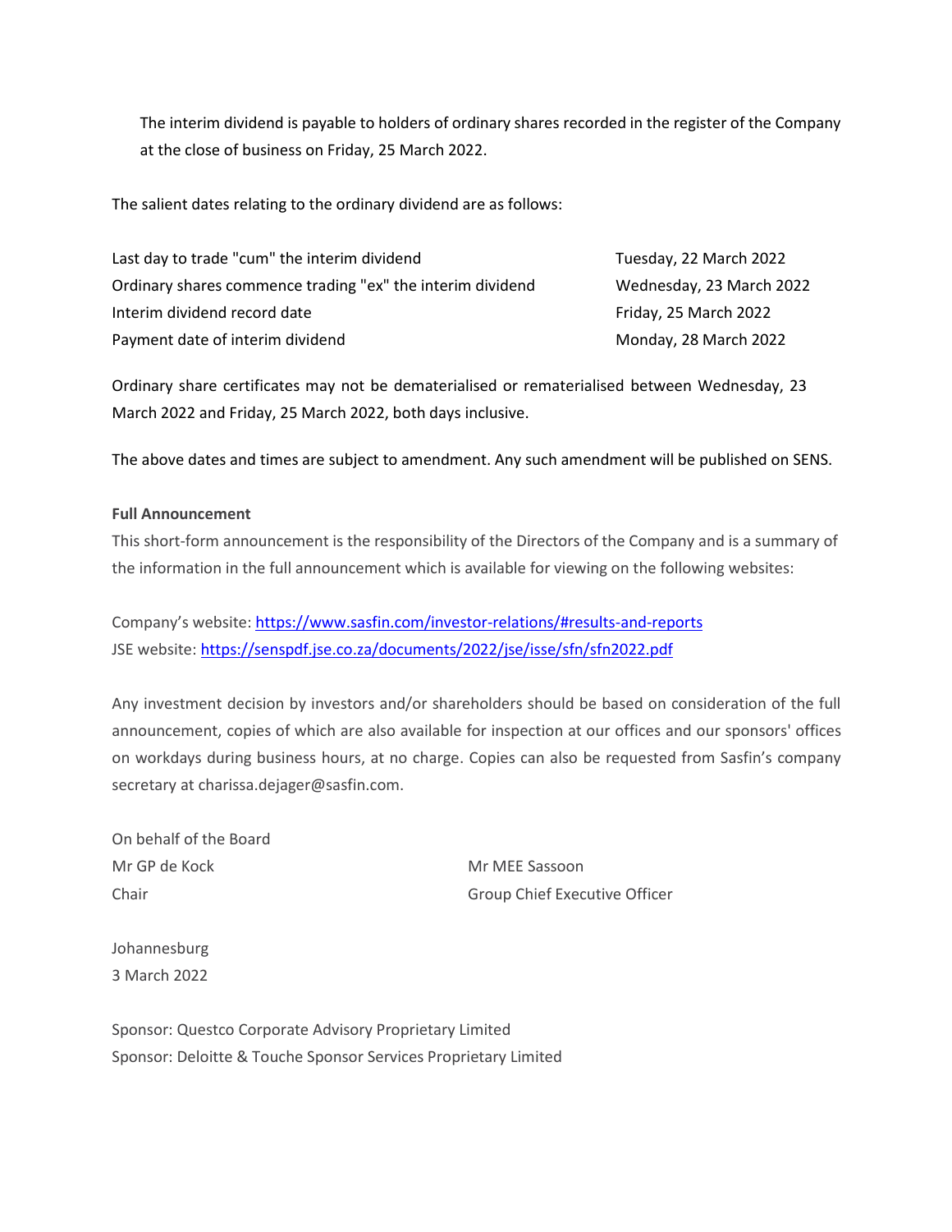The interim dividend is payable to holders of ordinary shares recorded in the register of the Company at the close of business on Friday, 25 March 2022.

The salient dates relating to the ordinary dividend are as follows:

| | |
|---|---|
| Last day to trade "cum" the interim dividend | Tuesday, 22 March 2022 |
| Ordinary shares commence trading "ex" the interim dividend | Wednesday, 23 March 2022 |
| Interim dividend record date | Friday, 25 March 2022 |
| Payment date of interim dividend | Monday, 28 March 2022 |

Ordinary share certificates may not be dematerialised or rematerialised between Wednesday, 23 March 2022 and Friday, 25 March 2022, both days inclusive.

The above dates and times are subject to amendment. Any such amendment will be published on SENS.

**Full Announcement**

This short-form announcement is the responsibility of the Directors of the Company and is a summary of the information in the full announcement which is available for viewing on the following websites:

Company's website: https://www.sasfin.com/investor-relations/#results-and-reports
JSE website: https://senspdf.jse.co.za/documents/2022/jse/isse/sfn/sfn2022.pdf

Any investment decision by investors and/or shareholders should be based on consideration of the full announcement, copies of which are also available for inspection at our offices and our sponsors' offices on workdays during business hours, at no charge. Copies can also be requested from Sasfin's company secretary at charissa.dejager@sasfin.com.

On behalf of the Board

Mr GP de Kock
Chair

Mr MEE Sassoon
Group Chief Executive Officer

Johannesburg
3 March 2022

Sponsor: Questco Corporate Advisory Proprietary Limited
Sponsor: Deloitte & Touche Sponsor Services Proprietary Limited